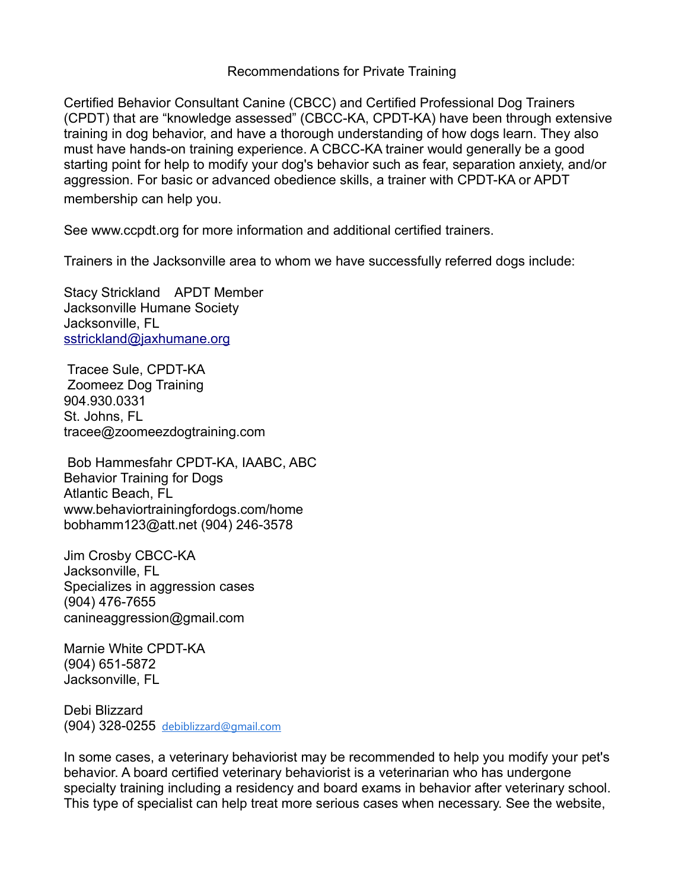# Recommendations for Private Training

Certified Behavior Consultant Canine (CBCC) and Certified Professional Dog Trainers (CPDT) that are "knowledge assessed" (CBCC-KA, CPDT-KA) have been through extensive training in dog behavior, and have a thorough understanding of how dogs learn. They also must have hands-on training experience. A CBCC-KA trainer would generally be a good starting point for help to modify your dog's behavior such as fear, separation anxiety, and/or aggression. For basic or advanced obedience skills, a trainer with CPDT-KA or APDT membership can help you.

See www.ccpdt.org for more information and additional certified trainers.

Trainers in the Jacksonville area to whom we have successfully referred dogs include:

Stacy Strickland APDT Member
Jacksonville Humane Society
Jacksonville, FL
sstrickland@jaxhumane.org

Tracee Sule, CPDT-KA
Zoomeez Dog Training
904.930.0331
St. Johns, FL
tracee@zoomeezdogtraining.com

Bob Hammesfahr CPDT-KA, IAABC, ABC
Behavior Training for Dogs
Atlantic Beach, FL
www.behaviortrainingfordogs.com/home
bobhamm123@att.net (904) 246-3578

Jim Crosby CBCC-KA
Jacksonville, FL
Specializes in aggression cases
(904) 476-7655
canineaggression@gmail.com

Marnie White CPDT-KA
(904) 651-5872
Jacksonville, FL

Debi Blizzard
(904) 328-0255 debiblizzard@gmail.com

In some cases, a veterinary behaviorist may be recommended to help you modify your pet's behavior. A board certified veterinary behaviorist is a veterinarian who has undergone specialty training including a residency and board exams in behavior after veterinary school. This type of specialist can help treat more serious cases when necessary. See the website,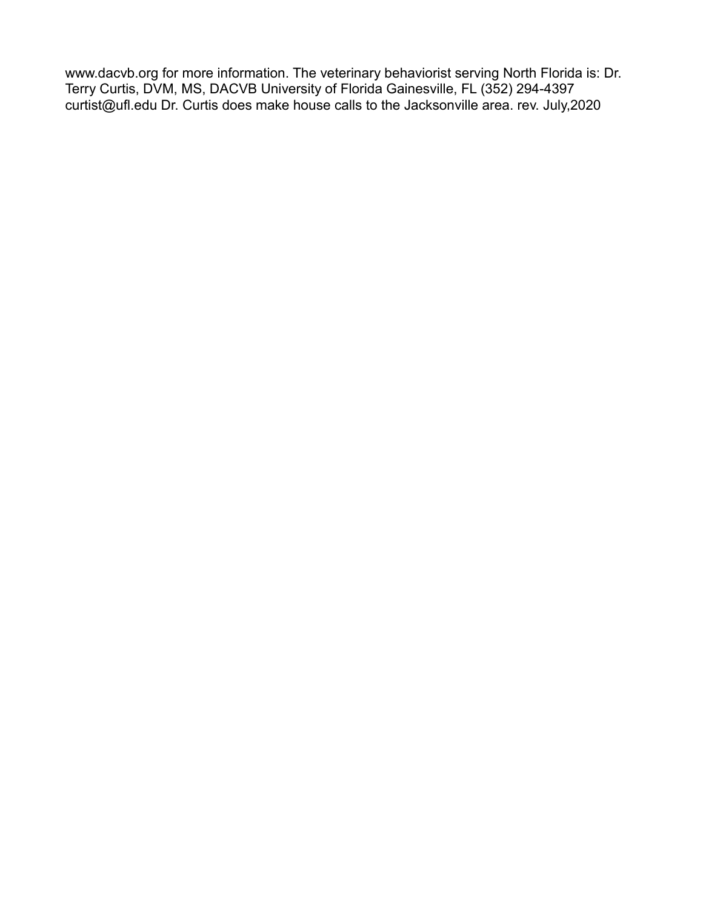www.dacvb.org for more information. The veterinary behaviorist serving North Florida is: Dr. Terry Curtis, DVM, MS, DACVB University of Florida Gainesville, FL (352) 294-4397 curtist@ufl.edu Dr. Curtis does make house calls to the Jacksonville area. rev. July,2020